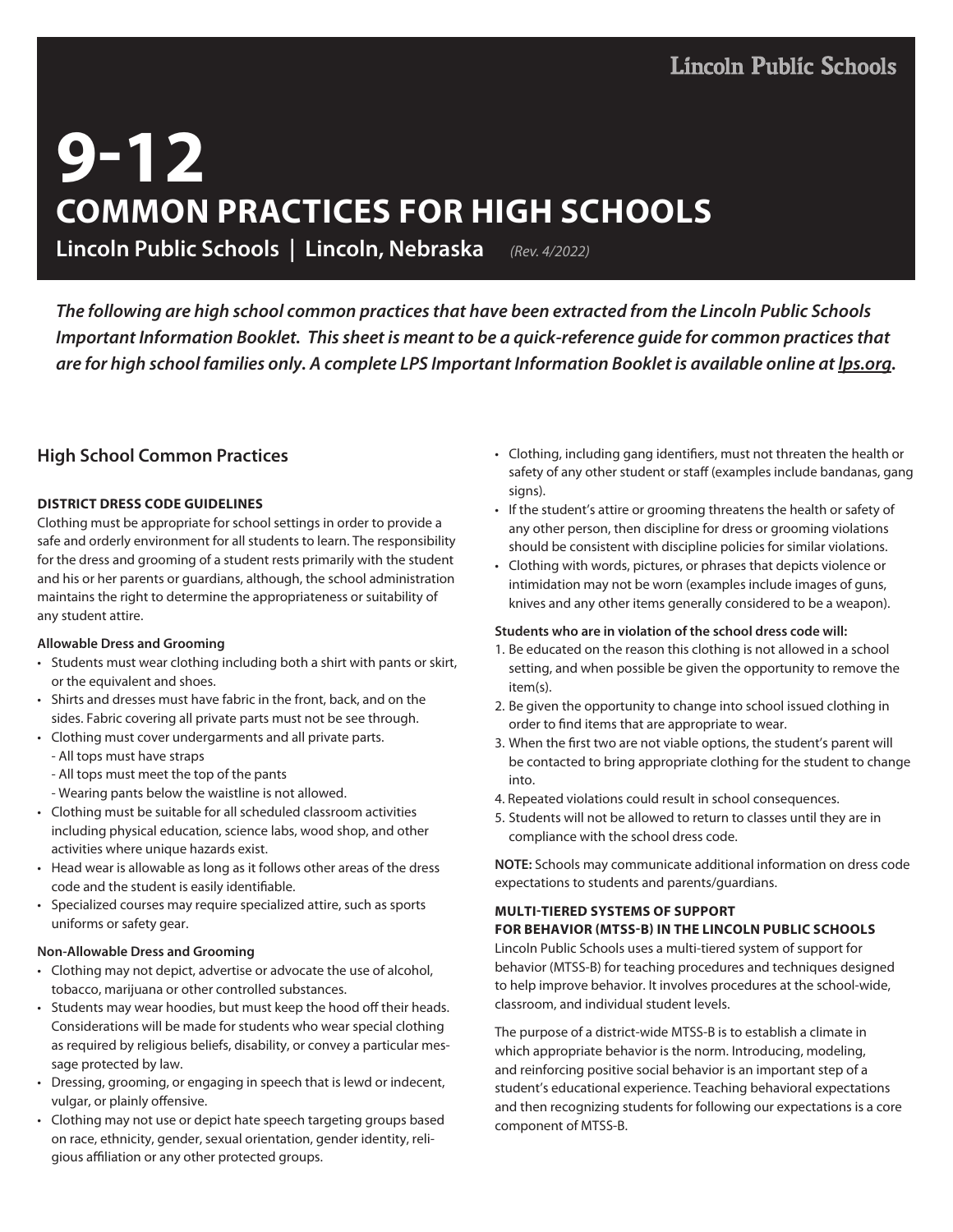Lincoln Public Schools

# 9-12
# COMMON PRACTICES FOR HIGH SCHOOLS

**Lincoln Public Schools | Lincoln, Nebraska** *(Rev. 4/2022)*

***The following are high school common practices that have been extracted from the Lincoln Public Schools Important Information Booklet. This sheet is meant to be a quick-reference guide for common practices that are for high school families only. A complete LPS Important Information Booklet is available online at lps.org.***

## High School Common Practices

### DISTRICT DRESS CODE GUIDELINES

Clothing must be appropriate for school settings in order to provide a safe and orderly environment for all students to learn. The responsibility for the dress and grooming of a student rests primarily with the student and his or her parents or guardians, although, the school administration maintains the right to determine the appropriateness or suitability of any student attire.

**Allowable Dress and Grooming**

- Students must wear clothing including both a shirt with pants or skirt, or the equivalent and shoes.
- Shirts and dresses must have fabric in the front, back, and on the sides. Fabric covering all private parts must not be see through.
- Clothing must cover undergarments and all private parts.
  - All tops must have straps
  - All tops must meet the top of the pants
  - Wearing pants below the waistline is not allowed.
- Clothing must be suitable for all scheduled classroom activities including physical education, science labs, wood shop, and other activities where unique hazards exist.
- Head wear is allowable as long as it follows other areas of the dress code and the student is easily identifiable.
- Specialized courses may require specialized attire, such as sports uniforms or safety gear.

**Non-Allowable Dress and Grooming**

- Clothing may not depict, advertise or advocate the use of alcohol, tobacco, marijuana or other controlled substances.
- Students may wear hoodies, but must keep the hood off their heads. Considerations will be made for students who wear special clothing as required by religious beliefs, disability, or convey a particular message protected by law.
- Dressing, grooming, or engaging in speech that is lewd or indecent, vulgar, or plainly offensive.
- Clothing may not use or depict hate speech targeting groups based on race, ethnicity, gender, sexual orientation, gender identity, religious affiliation or any other protected groups.
- Clothing, including gang identifiers, must not threaten the health or safety of any other student or staff (examples include bandanas, gang signs).
- If the student's attire or grooming threatens the health or safety of any other person, then discipline for dress or grooming violations should be consistent with discipline policies for similar violations.
- Clothing with words, pictures, or phrases that depicts violence or intimidation may not be worn (examples include images of guns, knives and any other items generally considered to be a weapon).

**Students who are in violation of the school dress code will:**

1. Be educated on the reason this clothing is not allowed in a school setting, and when possible be given the opportunity to remove the item(s).
2. Be given the opportunity to change into school issued clothing in order to find items that are appropriate to wear.
3. When the first two are not viable options, the student's parent will be contacted to bring appropriate clothing for the student to change into.
4. Repeated violations could result in school consequences.
5. Students will not be allowed to return to classes until they are in compliance with the school dress code.

**NOTE:** Schools may communicate additional information on dress code expectations to students and parents/guardians.

### MULTI-TIERED SYSTEMS OF SUPPORT FOR BEHAVIOR (MTSS-B) IN THE LINCOLN PUBLIC SCHOOLS

Lincoln Public Schools uses a multi-tiered system of support for behavior (MTSS-B) for teaching procedures and techniques designed to help improve behavior. It involves procedures at the school-wide, classroom, and individual student levels.

The purpose of a district-wide MTSS-B is to establish a climate in which appropriate behavior is the norm. Introducing, modeling, and reinforcing positive social behavior is an important step of a student's educational experience. Teaching behavioral expectations and then recognizing students for following our expectations is a core component of MTSS-B.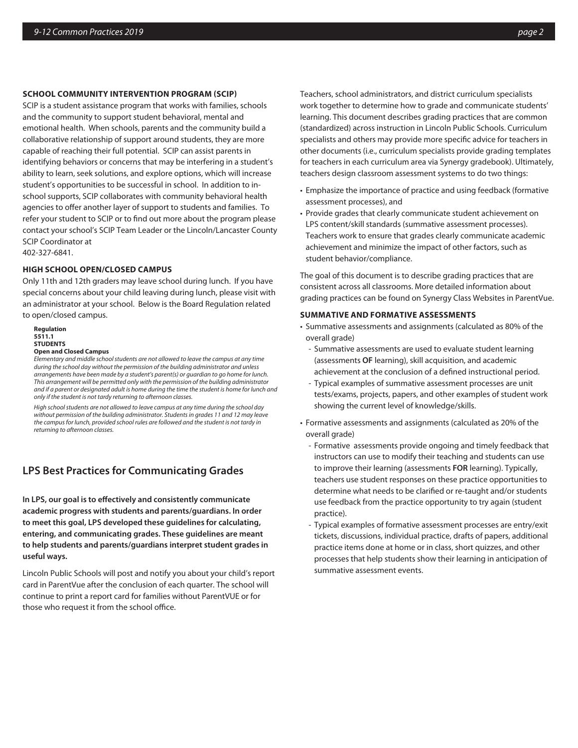**SCHOOL COMMUNITY INTERVENTION PROGRAM (SCIP)**

SCIP is a student assistance program that works with families, schools and the community to support student behavioral, mental and emotional health. When schools, parents and the community build a collaborative relationship of support around students, they are more capable of reaching their full potential. SCIP can assist parents in identifying behaviors or concerns that may be interfering in a student's ability to learn, seek solutions, and explore options, which will increase student's opportunities to be successful in school. In addition to in-school supports, SCIP collaborates with community behavioral health agencies to offer another layer of support to students and families. To refer your student to SCIP or to find out more about the program please contact your school's SCIP Team Leader or the Lincoln/Lancaster County SCIP Coordinator at
402-327-6841.

**HIGH SCHOOL OPEN/CLOSED CAMPUS**

Only 11th and 12th graders may leave school during lunch. If you have special concerns about your child leaving during lunch, please visit with an administrator at your school. Below is the Board Regulation related to open/closed campus.

**Regulation**
**5511.1**
**STUDENTS**
**Open and Closed Campus**

*Elementary and middle school students are not allowed to leave the campus at any time during the school day without the permission of the building administrator and unless arrangements have been made by a student's parent(s) or guardian to go home for lunch. This arrangement will be permitted only with the permission of the building administrator and if a parent or designated adult is home during the time the student is home for lunch and only if the student is not tardy returning to afternoon classes.*

*High school students are not allowed to leave campus at any time during the school day without permission of the building administrator. Students in grades 11 and 12 may leave the campus for lunch, provided school rules are followed and the student is not tardy in returning to afternoon classes.*

## LPS Best Practices for Communicating Grades

**In LPS, our goal is to effectively and consistently communicate academic progress with students and parents/guardians. In order to meet this goal, LPS developed these guidelines for calculating, entering, and communicating grades. These guidelines are meant to help students and parents/guardians interpret student grades in useful ways.**

Lincoln Public Schools will post and notify you about your child's report card in ParentVue after the conclusion of each quarter. The school will continue to print a report card for families without ParentVUE or for those who request it from the school office.

Teachers, school administrators, and district curriculum specialists work together to determine how to grade and communicate students' learning. This document describes grading practices that are common (standardized) across instruction in Lincoln Public Schools. Curriculum specialists and others may provide more specific advice for teachers in other documents (i.e., curriculum specialists provide grading templates for teachers in each curriculum area via Synergy gradebook). Ultimately, teachers design classroom assessment systems to do two things:

- Emphasize the importance of practice and using feedback (formative assessment processes), and
- Provide grades that clearly communicate student achievement on LPS content/skill standards (summative assessment processes). Teachers work to ensure that grades clearly communicate academic achievement and minimize the impact of other factors, such as student behavior/compliance.

The goal of this document is to describe grading practices that are consistent across all classrooms. More detailed information about grading practices can be found on Synergy Class Websites in ParentVue.

**SUMMATIVE AND FORMATIVE ASSESSMENTS**

- Summative assessments and assignments (calculated as 80% of the overall grade)
  - Summative assessments are used to evaluate student learning (assessments **OF** learning), skill acquisition, and academic achievement at the conclusion of a defined instructional period.
  - Typical examples of summative assessment processes are unit tests/exams, projects, papers, and other examples of student work showing the current level of knowledge/skills.
- Formative assessments and assignments (calculated as 20% of the overall grade)
  - Formative assessments provide ongoing and timely feedback that instructors can use to modify their teaching and students can use to improve their learning (assessments **FOR** learning). Typically, teachers use student responses on these practice opportunities to determine what needs to be clarified or re-taught and/or students use feedback from the practice opportunity to try again (student practice).
  - Typical examples of formative assessment processes are entry/exit tickets, discussions, individual practice, drafts of papers, additional practice items done at home or in class, short quizzes, and other processes that help students show their learning in anticipation of summative assessment events.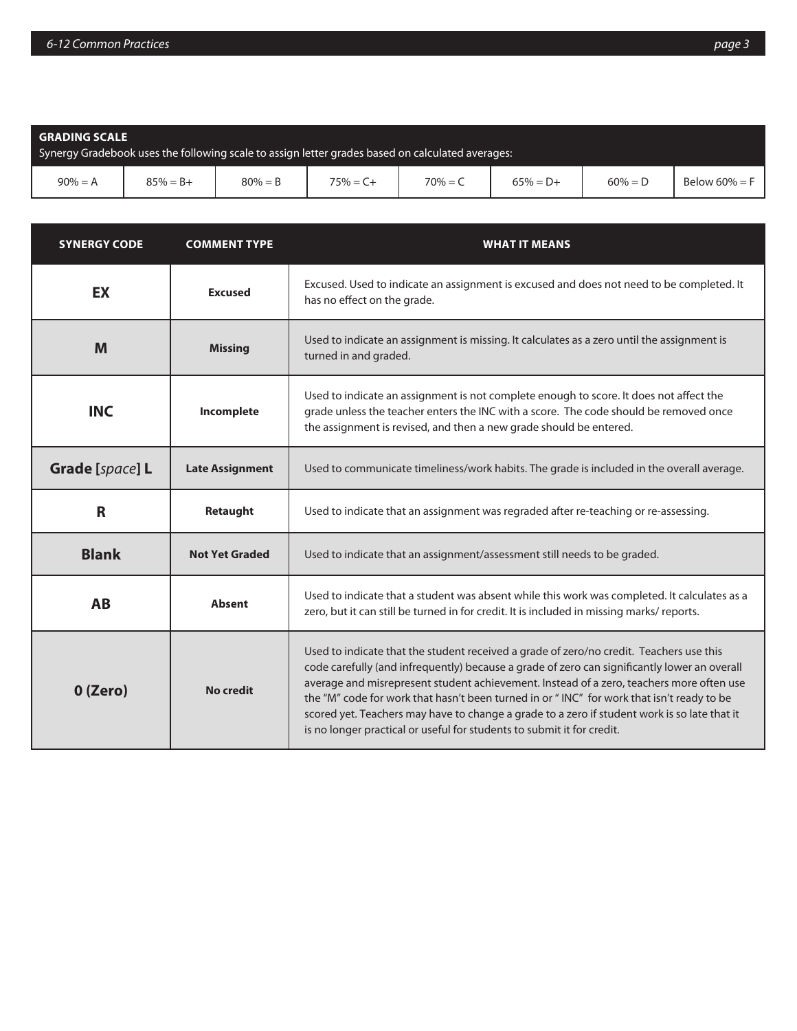## GRADING SCALE

Synergy Gradebook uses the following scale to assign letter grades based on calculated averages:

| | | | | | | | |
|---|---|---|---|---|---|---|---|
| 90% = A | 85% = B+ | 80% = B | 75% = C+ | 70% = C | 65% = D+ | 60% = D | Below 60% = F |

| SYNERGY CODE | COMMENT TYPE | WHAT IT MEANS |
|---|---|---|
| **EX** | **Excused** | Excused. Used to indicate an assignment is excused and does not need to be completed. It has no effect on the grade. |
| **M** | **Missing** | Used to indicate an assignment is missing. It calculates as a zero until the assignment is turned in and graded. |
| **INC** | **Incomplete** | Used to indicate an assignment is not complete enough to score. It does not affect the grade unless the teacher enters the INC with a score. The code should be removed once the assignment is revised, and then a new grade should be entered. |
| **Grade [*space*] L** | **Late Assignment** | Used to communicate timeliness/work habits. The grade is included in the overall average. |
| **R** | **Retaught** | Used to indicate that an assignment was regraded after re-teaching or re-assessing. |
| **Blank** | **Not Yet Graded** | Used to indicate that an assignment/assessment still needs to be graded. |
| **AB** | **Absent** | Used to indicate that a student was absent while this work was completed. It calculates as a zero, but it can still be turned in for credit. It is included in missing marks/ reports. |
| **0 (Zero)** | **No credit** | Used to indicate that the student received a grade of zero/no credit. Teachers use this code carefully (and infrequently) because a grade of zero can significantly lower an overall average and misrepresent student achievement. Instead of a zero, teachers more often use the "M" code for work that hasn't been turned in or " INC" for work that isn't ready to be scored yet. Teachers may have to change a grade to a zero if student work is so late that it is no longer practical or useful for students to submit it for credit. |